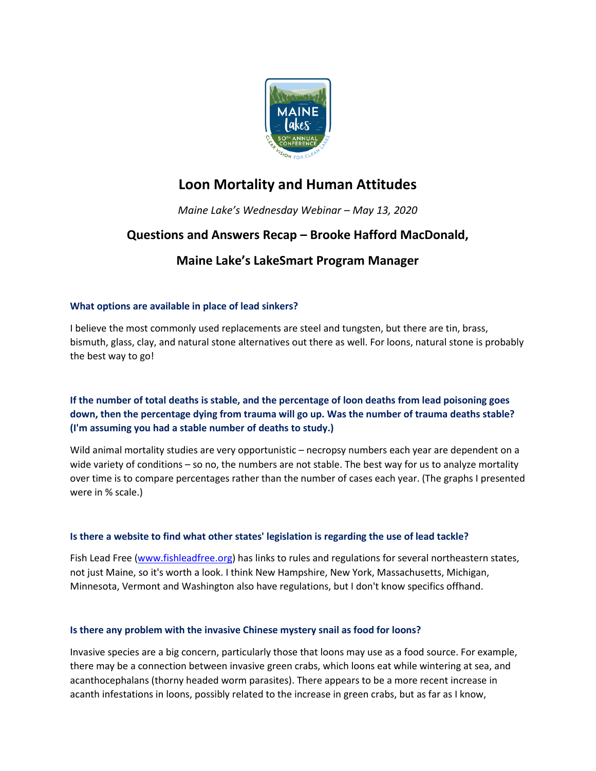# Loon Mortality and Human Attitudes

*Maine Lake's Wednesday Webinar – May 13, 2020*

## Questions and Answers Recap – Brooke Hafford MacDonald,

## Maine Lake's LakeSmart Program Manager

### What options are available in place of lead sinkers?

I believe the most commonly used replacements are steel and tungsten, but there are tin, brass, bismuth, glass, clay, and natural stone alternatives out there as well. For loons, natural stone is probably the best way to go!

### If the number of total deaths is stable, and the percentage of loon deaths from lead poisoning goes down, then the percentage dying from trauma will go up. Was the number of trauma deaths stable? (I'm assuming you had a stable number of deaths to study.)

Wild animal mortality studies are very opportunistic – necropsy numbers each year are dependent on a wide variety of conditions – so no, the numbers are not stable. The best way for us to analyze mortality over time is to compare percentages rather than the number of cases each year. (The graphs I presented were in % scale.)

### Is there a website to find what other states' legislation is regarding the use of lead tackle?

Fish Lead Free ([www.fishleadfree.org](www.fishleadfree.org)) has links to rules and regulations for several northeastern states, not just Maine, so it's worth a look. I think New Hampshire, New York, Massachusetts, Michigan, Minnesota, Vermont and Washington also have regulations, but I don't know specifics offhand.

### Is there any problem with the invasive Chinese mystery snail as food for loons?

Invasive species are a big concern, particularly those that loons may use as a food source. For example, there may be a connection between invasive green crabs, which loons eat while wintering at sea, and acanthocephalans (thorny headed worm parasites). There appears to be a more recent increase in acanth infestations in loons, possibly related to the increase in green crabs, but as far as I know,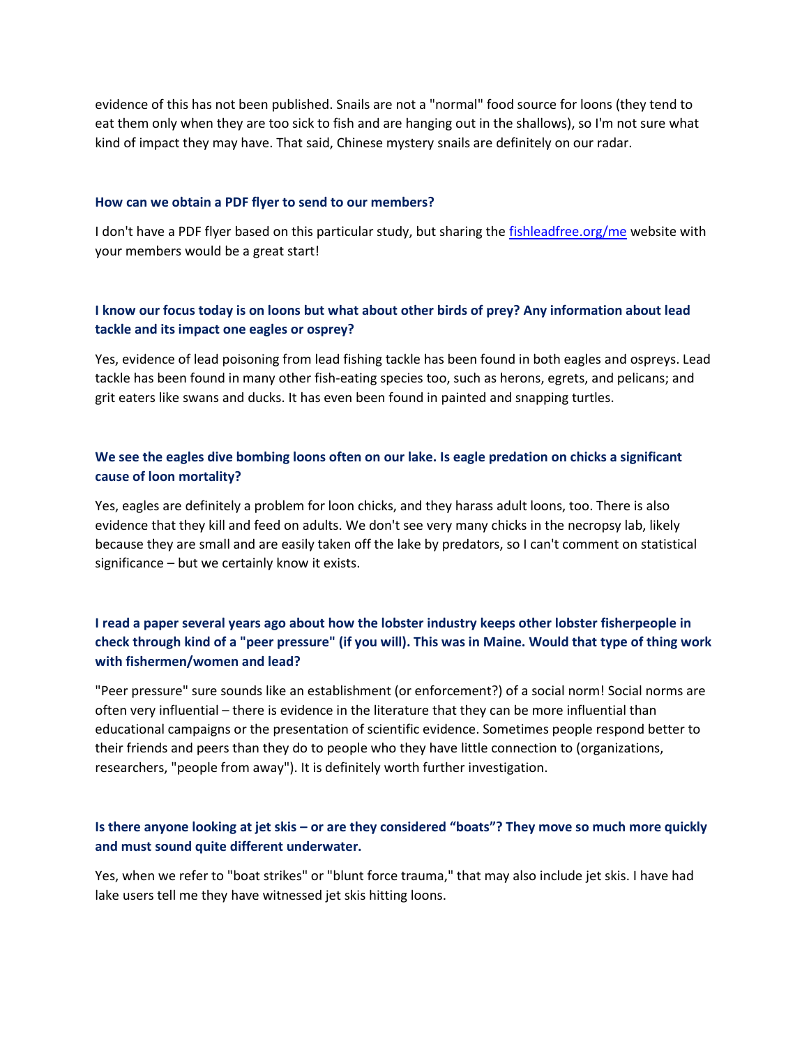evidence of this has not been published. Snails are not a "normal" food source for loons (they tend to eat them only when they are too sick to fish and are hanging out in the shallows), so I'm not sure what kind of impact they may have. That said, Chinese mystery snails are definitely on our radar.

**How can we obtain a PDF flyer to send to our members?**

I don't have a PDF flyer based on this particular study, but sharing the [fishleadfree.org/me](fishleadfree.org/me) website with your members would be a great start!

**I know our focus today is on loons but what about other birds of prey? Any information about lead tackle and its impact one eagles or osprey?**

Yes, evidence of lead poisoning from lead fishing tackle has been found in both eagles and ospreys. Lead tackle has been found in many other fish-eating species too, such as herons, egrets, and pelicans; and grit eaters like swans and ducks. It has even been found in painted and snapping turtles.

**We see the eagles dive bombing loons often on our lake. Is eagle predation on chicks a significant cause of loon mortality?**

Yes, eagles are definitely a problem for loon chicks, and they harass adult loons, too. There is also evidence that they kill and feed on adults. We don't see very many chicks in the necropsy lab, likely because they are small and are easily taken off the lake by predators, so I can't comment on statistical significance – but we certainly know it exists.

**I read a paper several years ago about how the lobster industry keeps other lobster fisherpeople in check through kind of a "peer pressure" (if you will). This was in Maine. Would that type of thing work with fishermen/women and lead?**

"Peer pressure" sure sounds like an establishment (or enforcement?) of a social norm! Social norms are often very influential – there is evidence in the literature that they can be more influential than educational campaigns or the presentation of scientific evidence. Sometimes people respond better to their friends and peers than they do to people who they have little connection to (organizations, researchers, "people from away"). It is definitely worth further investigation.

**Is there anyone looking at jet skis – or are they considered "boats"? They move so much more quickly and must sound quite different underwater.**

Yes, when we refer to "boat strikes" or "blunt force trauma," that may also include jet skis. I have had lake users tell me they have witnessed jet skis hitting loons.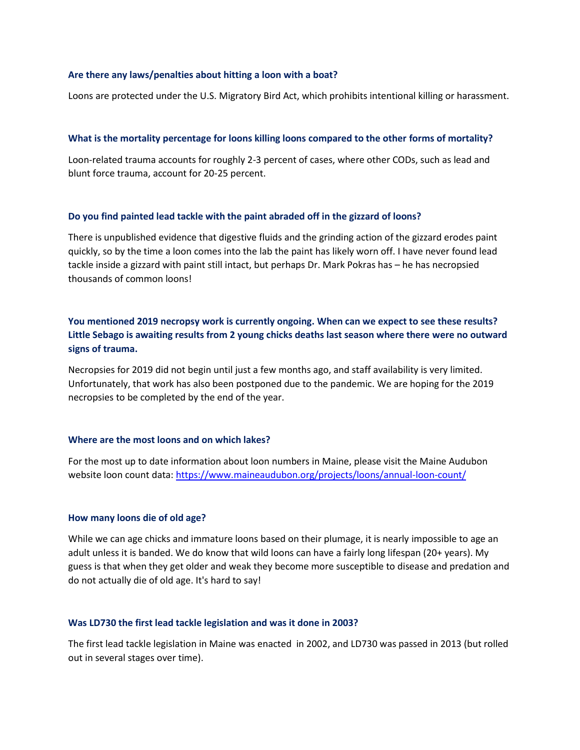**Are there any laws/penalties about hitting a loon with a boat?**

Loons are protected under the U.S. Migratory Bird Act, which prohibits intentional killing or harassment.

**What is the mortality percentage for loons killing loons compared to the other forms of mortality?**

Loon-related trauma accounts for roughly 2-3 percent of cases, where other CODs, such as lead and blunt force trauma, account for 20-25 percent.

**Do you find painted lead tackle with the paint abraded off in the gizzard of loons?**

There is unpublished evidence that digestive fluids and the grinding action of the gizzard erodes paint quickly, so by the time a loon comes into the lab the paint has likely worn off. I have never found lead tackle inside a gizzard with paint still intact, but perhaps Dr. Mark Pokras has – he has necropsied thousands of common loons!

**You mentioned 2019 necropsy work is currently ongoing. When can we expect to see these results? Little Sebago is awaiting results from 2 young chicks deaths last season where there were no outward signs of trauma.**

Necropsies for 2019 did not begin until just a few months ago, and staff availability is very limited. Unfortunately, that work has also been postponed due to the pandemic. We are hoping for the 2019 necropsies to be completed by the end of the year.

**Where are the most loons and on which lakes?**

For the most up to date information about loon numbers in Maine, please visit the Maine Audubon website loon count data: https://www.maineaudubon.org/projects/loons/annual-loon-count/

**How many loons die of old age?**

While we can age chicks and immature loons based on their plumage, it is nearly impossible to age an adult unless it is banded. We do know that wild loons can have a fairly long lifespan (20+ years). My guess is that when they get older and weak they become more susceptible to disease and predation and do not actually die of old age. It's hard to say!

**Was LD730 the first lead tackle legislation and was it done in 2003?**

The first lead tackle legislation in Maine was enacted in 2002, and LD730 was passed in 2013 (but rolled out in several stages over time).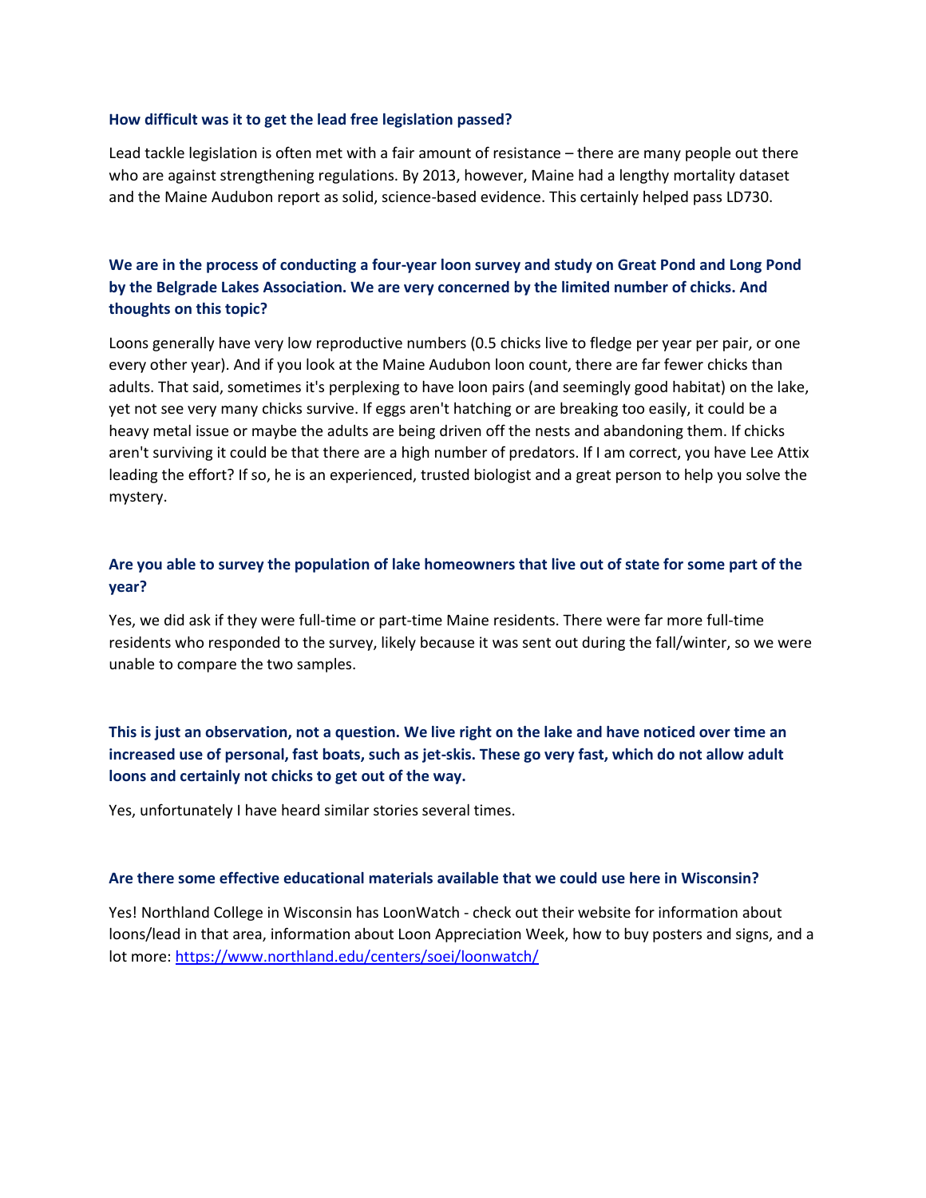**How difficult was it to get the lead free legislation passed?**

Lead tackle legislation is often met with a fair amount of resistance – there are many people out there who are against strengthening regulations. By 2013, however, Maine had a lengthy mortality dataset and the Maine Audubon report as solid, science-based evidence. This certainly helped pass LD730.

**We are in the process of conducting a four-year loon survey and study on Great Pond and Long Pond by the Belgrade Lakes Association. We are very concerned by the limited number of chicks. And thoughts on this topic?**

Loons generally have very low reproductive numbers (0.5 chicks live to fledge per year per pair, or one every other year). And if you look at the Maine Audubon loon count, there are far fewer chicks than adults. That said, sometimes it's perplexing to have loon pairs (and seemingly good habitat) on the lake, yet not see very many chicks survive. If eggs aren't hatching or are breaking too easily, it could be a heavy metal issue or maybe the adults are being driven off the nests and abandoning them. If chicks aren't surviving it could be that there are a high number of predators. If I am correct, you have Lee Attix leading the effort? If so, he is an experienced, trusted biologist and a great person to help you solve the mystery.

**Are you able to survey the population of lake homeowners that live out of state for some part of the year?**

Yes, we did ask if they were full-time or part-time Maine residents. There were far more full-time residents who responded to the survey, likely because it was sent out during the fall/winter, so we were unable to compare the two samples.

**This is just an observation, not a question. We live right on the lake and have noticed over time an increased use of personal, fast boats, such as jet-skis. These go very fast, which do not allow adult loons and certainly not chicks to get out of the way.**

Yes, unfortunately I have heard similar stories several times.

**Are there some effective educational materials available that we could use here in Wisconsin?**

Yes! Northland College in Wisconsin has LoonWatch - check out their website for information about loons/lead in that area, information about Loon Appreciation Week, how to buy posters and signs, and a lot more: https://www.northland.edu/centers/soei/loonwatch/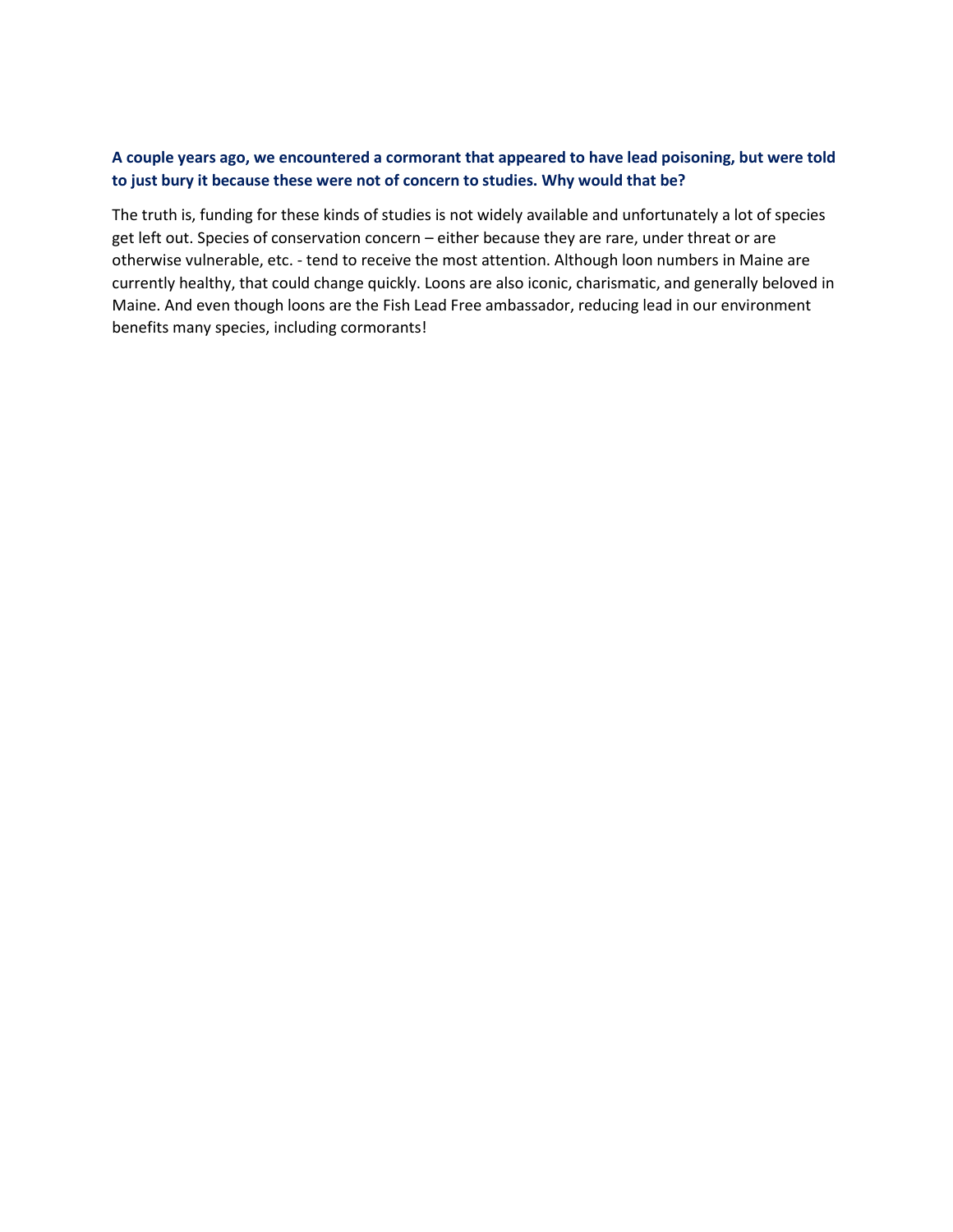**A couple years ago, we encountered a cormorant that appeared to have lead poisoning, but were told to just bury it because these were not of concern to studies. Why would that be?**

The truth is, funding for these kinds of studies is not widely available and unfortunately a lot of species get left out. Species of conservation concern – either because they are rare, under threat or are otherwise vulnerable, etc. - tend to receive the most attention. Although loon numbers in Maine are currently healthy, that could change quickly. Loons are also iconic, charismatic, and generally beloved in Maine. And even though loons are the Fish Lead Free ambassador, reducing lead in our environment benefits many species, including cormorants!